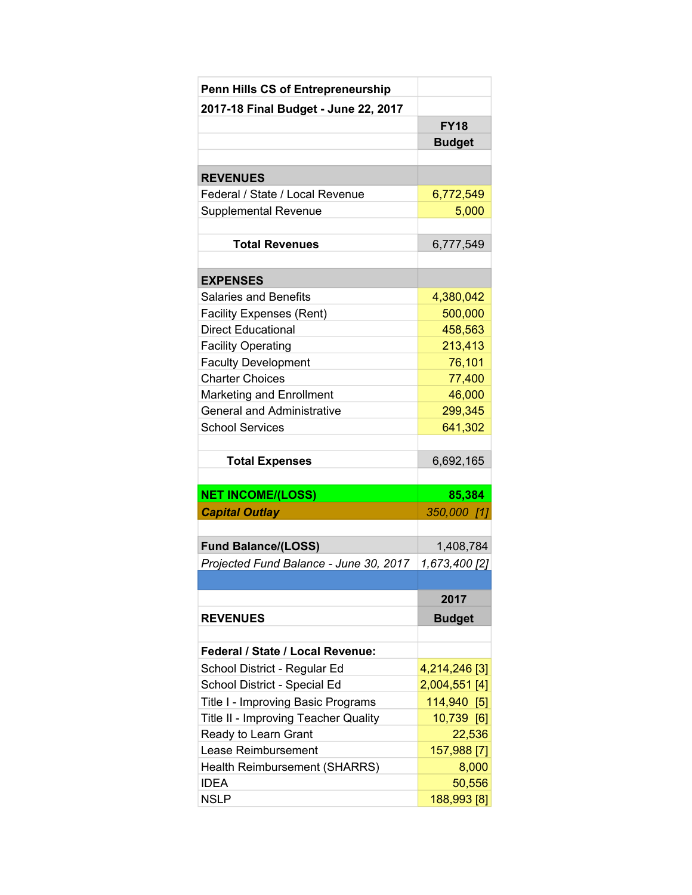| Penn Hills CS of Entrepreneurship | |
|---|---|
| **2017-18 Final Budget - June 22, 2017** | |
| | **FY18 Budget** |
| | |
| **REVENUES** | |
| Federal / State / Local Revenue | 6,772,549 |
| Supplemental Revenue | 5,000 |
| | |
| **Total Revenues** | 6,777,549 |
| | |
| **EXPENSES** | |
| Salaries and Benefits | 4,380,042 |
| Facility Expenses (Rent) | 500,000 |
| Direct Educational | 458,563 |
| Facility Operating | 213,413 |
| Faculty Development | 76,101 |
| Charter Choices | 77,400 |
| Marketing and Enrollment | 46,000 |
| General and Administrative | 299,345 |
| School Services | 641,302 |
| | |
| **Total Expenses** | 6,692,165 |
| | |
| **NET INCOME/(LOSS)** | **85,384** |
| ***Capital Outlay*** | *350,000 [1]* |
| | |
| **Fund Balance/(LOSS)** | 1,408,784 |
| *Projected Fund Balance - June 30, 2017* | *1,673,400 [2]* |

| **REVENUES** | **2017 Budget** |
|---|---|
| | |
| **Federal / State / Local Revenue:** | |
| School District - Regular Ed | 4,214,246 [3] |
| School District - Special Ed | 2,004,551 [4] |
| Title I - Improving Basic Programs | 114,940 [5] |
| Title II - Improving Teacher Quality | 10,739 [6] |
| Ready to Learn Grant | 22,536 |
| Lease Reimbursement | 157,988 [7] |
| Health Reimbursement (SHARRS) | 8,000 |
| IDEA | 50,556 |
| NSLP | 188,993 [8] |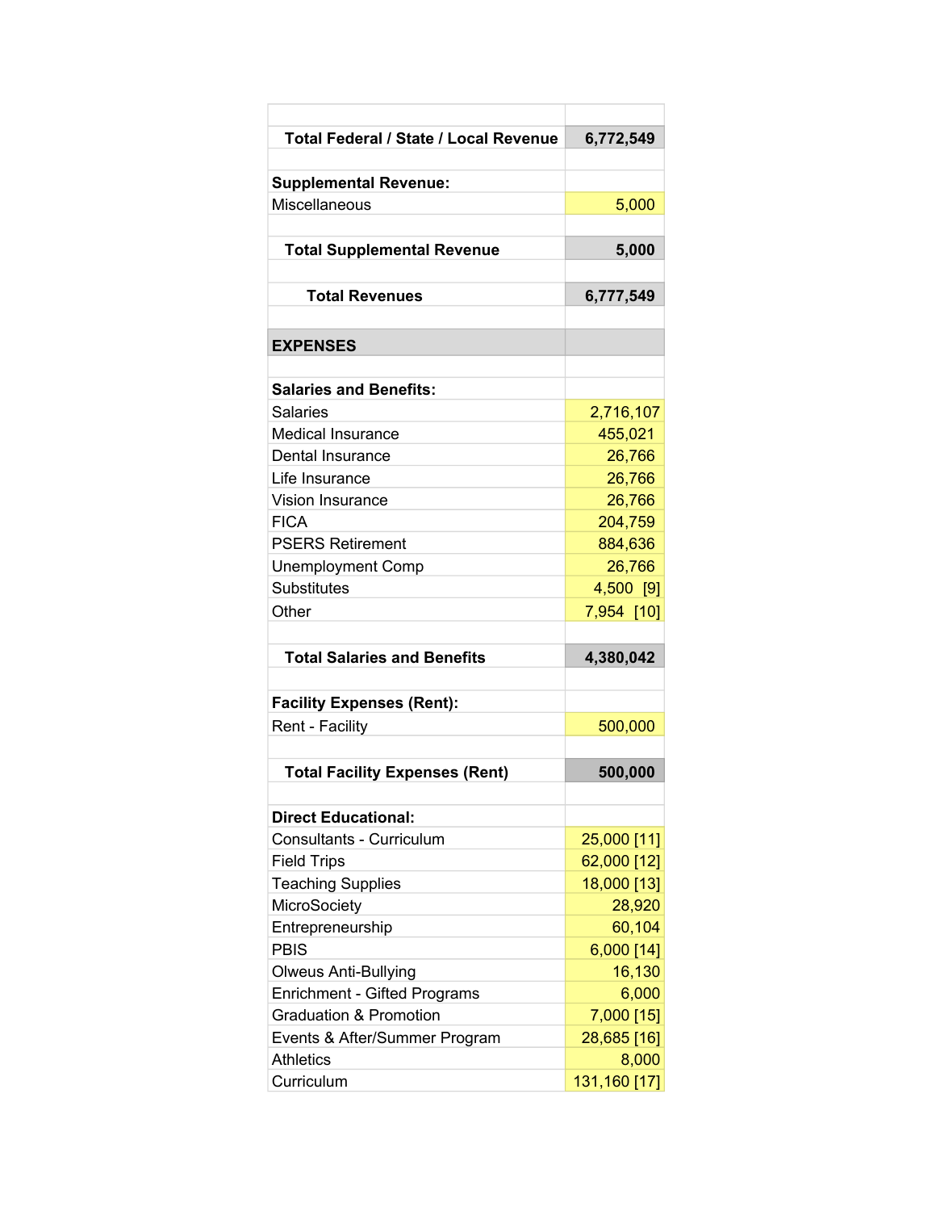| | |
|---|---|
| **Total Federal / State / Local Revenue** | **6,772,549** |
| | |
| **Supplemental Revenue:** | |
| Miscellaneous | 5,000 |
| | |
| **Total Supplemental Revenue** | **5,000** |
| | |
| **Total Revenues** | **6,777,549** |
| | |
| **EXPENSES** | |
| | |
| **Salaries and Benefits:** | |
| Salaries | 2,716,107 |
| Medical Insurance | 455,021 |
| Dental Insurance | 26,766 |
| Life Insurance | 26,766 |
| Vision Insurance | 26,766 |
| FICA | 204,759 |
| PSERS Retirement | 884,636 |
| Unemployment Comp | 26,766 |
| Substitutes | 4,500 [9] |
| Other | 7,954 [10] |
| | |
| **Total Salaries and Benefits** | **4,380,042** |
| | |
| **Facility Expenses (Rent):** | |
| Rent - Facility | 500,000 |
| | |
| **Total Facility Expenses (Rent)** | **500,000** |
| | |
| **Direct Educational:** | |
| Consultants - Curriculum | 25,000 [11] |
| Field Trips | 62,000 [12] |
| Teaching Supplies | 18,000 [13] |
| MicroSociety | 28,920 |
| Entrepreneurship | 60,104 |
| PBIS | 6,000 [14] |
| Olweus Anti-Bullying | 16,130 |
| Enrichment - Gifted Programs | 6,000 |
| Graduation & Promotion | 7,000 [15] |
| Events & After/Summer Program | 28,685 [16] |
| Athletics | 8,000 |
| Curriculum | 131,160 [17] |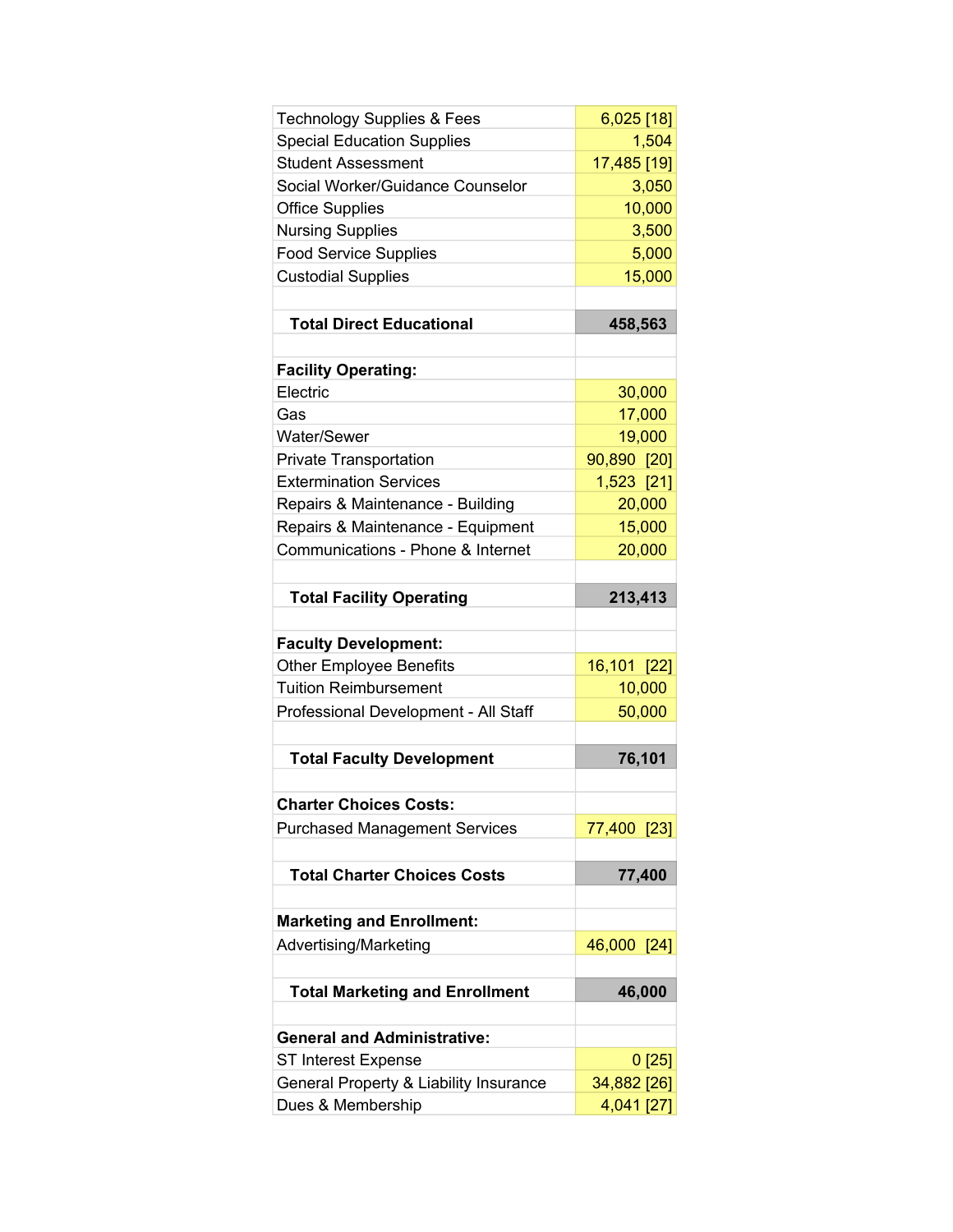| | |
|---|---|
| Technology Supplies & Fees | 6,025 [18] |
| Special Education Supplies | 1,504 |
| Student Assessment | 17,485 [19] |
| Social Worker/Guidance Counselor | 3,050 |
| Office Supplies | 10,000 |
| Nursing Supplies | 3,500 |
| Food Service Supplies | 5,000 |
| Custodial Supplies | 15,000 |
| | |
| **Total Direct Educational** | **458,563** |
| | |
| **Facility Operating:** | |
| Electric | 30,000 |
| Gas | 17,000 |
| Water/Sewer | 19,000 |
| Private Transportation | 90,890 [20] |
| Extermination Services | 1,523 [21] |
| Repairs & Maintenance - Building | 20,000 |
| Repairs & Maintenance - Equipment | 15,000 |
| Communications - Phone & Internet | 20,000 |
| | |
| **Total Facility Operating** | **213,413** |
| | |
| **Faculty Development:** | |
| Other Employee Benefits | 16,101 [22] |
| Tuition Reimbursement | 10,000 |
| Professional Development - All Staff | 50,000 |
| | |
| **Total Faculty Development** | **76,101** |
| | |
| **Charter Choices Costs:** | |
| Purchased Management Services | 77,400 [23] |
| | |
| **Total Charter Choices Costs** | **77,400** |
| | |
| **Marketing and Enrollment:** | |
| Advertising/Marketing | 46,000 [24] |
| | |
| **Total Marketing and Enrollment** | **46,000** |
| | |
| **General and Administrative:** | |
| ST Interest Expense | 0 [25] |
| General Property & Liability Insurance | 34,882 [26] |
| Dues & Membership | 4,041 [27] |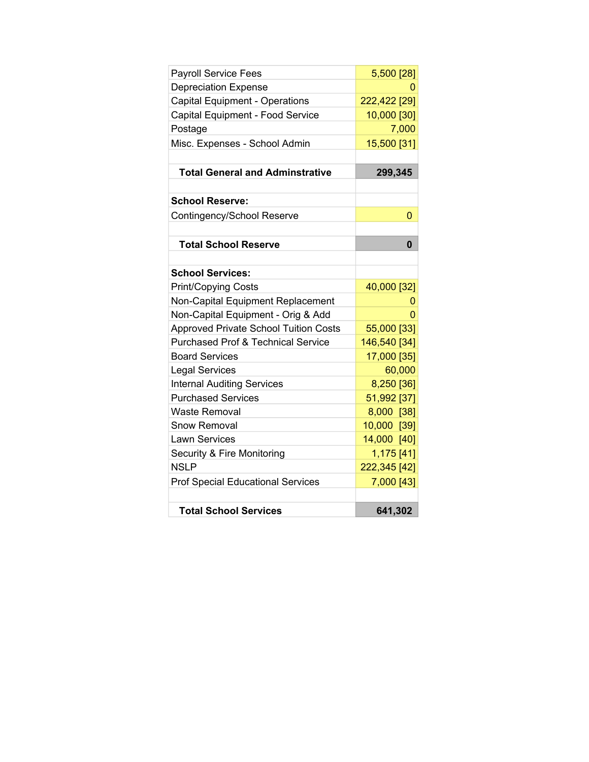| | |
|---|---|
| Payroll Service Fees | 5,500 [28] |
| Depreciation Expense | 0 |
| Capital Equipment - Operations | 222,422 [29] |
| Capital Equipment - Food Service | 10,000 [30] |
| Postage | 7,000 |
| Misc. Expenses - School Admin | 15,500 [31] |
| | |
| **Total General and Adminstrative** | **299,345** |
| | |
| **School Reserve:** | |
| Contingency/School Reserve | 0 |
| | |
| **Total School Reserve** | **0** |
| | |
| **School Services:** | |
| Print/Copying Costs | 40,000 [32] |
| Non-Capital Equipment Replacement | 0 |
| Non-Capital Equipment - Orig & Add | 0 |
| Approved Private School Tuition Costs | 55,000 [33] |
| Purchased Prof & Technical Service | 146,540 [34] |
| Board Services | 17,000 [35] |
| Legal Services | 60,000 |
| Internal Auditing Services | 8,250 [36] |
| Purchased Services | 51,992 [37] |
| Waste Removal | 8,000 [38] |
| Snow Removal | 10,000 [39] |
| Lawn Services | 14,000 [40] |
| Security & Fire Monitoring | 1,175 [41] |
| NSLP | 222,345 [42] |
| Prof Special Educational Services | 7,000 [43] |
| | |
| **Total School Services** | **641,302** |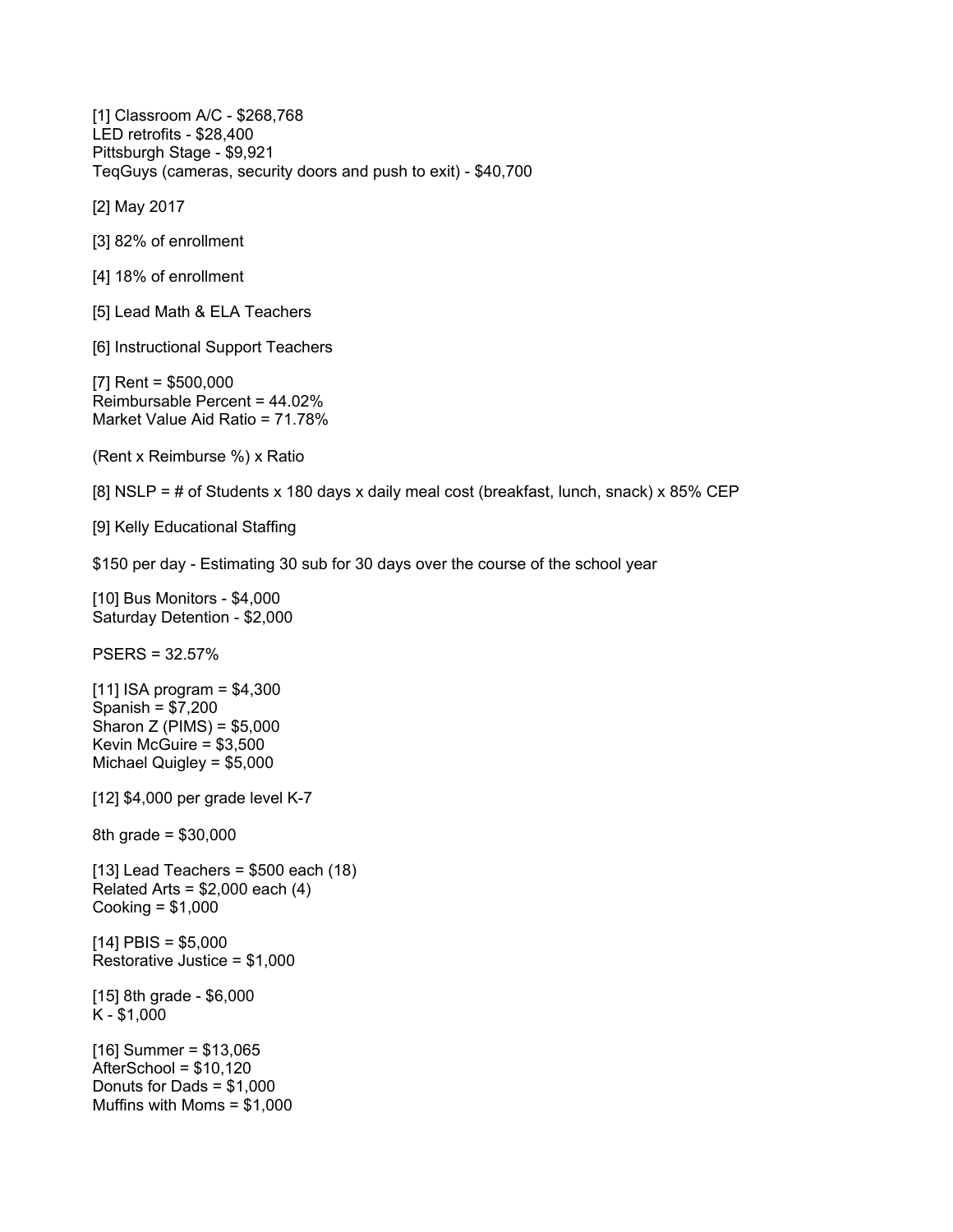[1] Classroom A/C - $268,768
LED retrofits - $28,400
Pittsburgh Stage - $9,921
TeqGuys (cameras, security doors and push to exit) - $40,700

[2] May 2017

[3] 82% of enrollment

[4] 18% of enrollment

[5] Lead Math & ELA Teachers

[6] Instructional Support Teachers

[7] Rent = $500,000
Reimbursable Percent = 44.02%
Market Value Aid Ratio = 71.78%

(Rent x Reimburse %) x Ratio

[8] NSLP = # of Students x 180 days x daily meal cost (breakfast, lunch, snack) x 85% CEP

[9] Kelly Educational Staffing

$150 per day - Estimating 30 sub for 30 days over the course of the school year

[10] Bus Monitors - $4,000
Saturday Detention - $2,000

PSERS = 32.57%

[11] ISA program = $4,300
Spanish = $7,200
Sharon Z (PIMS) = $5,000
Kevin McGuire = $3,500
Michael Quigley = $5,000

[12] $4,000 per grade level K-7

8th grade = $30,000

[13] Lead Teachers = $500 each (18)
Related Arts = $2,000 each (4)
Cooking = $1,000

[14] PBIS = $5,000
Restorative Justice = $1,000

[15] 8th grade - $6,000
K - $1,000

[16] Summer = $13,065
AfterSchool = $10,120
Donuts for Dads = $1,000
Muffins with Moms = $1,000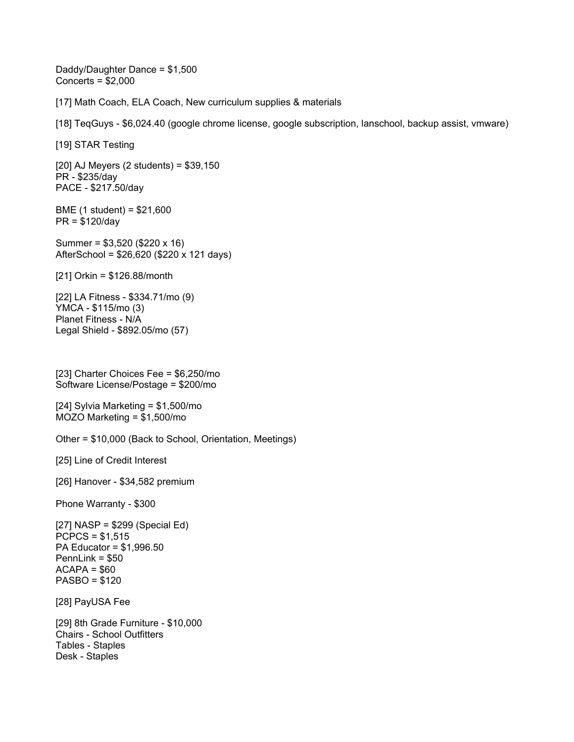Daddy/Daughter Dance = $1,500
Concerts = $2,000

[17] Math Coach, ELA Coach, New curriculum supplies & materials

[18] TeqGuys - $6,024.40 (google chrome license, google subscription, lanschool, backup assist, vmware)

[19] STAR Testing

[20] AJ Meyers (2 students) = $39,150
PR - $235/day
PACE - $217.50/day

BME (1 student) = $21,600
PR = $120/day

Summer = $3,520 ($220 x 16)
AfterSchool = $26,620 ($220 x 121 days)

[21] Orkin = $126.88/month

[22] LA Fitness - $334.71/mo (9)
YMCA - $115/mo (3)
Planet Fitness - N/A
Legal Shield - $892.05/mo (57)

[23] Charter Choices Fee = $6,250/mo
Software License/Postage = $200/mo

[24] Sylvia Marketing = $1,500/mo
MOZO Marketing = $1,500/mo

Other = $10,000 (Back to School, Orientation, Meetings)

[25] Line of Credit Interest

[26] Hanover - $34,582 premium

Phone Warranty - $300

[27] NASP = $299 (Special Ed)
PCPCS = $1,515
PA Educator = $1,996.50
PennLink = $50
ACAPA = $60
PASBO = $120

[28] PayUSA Fee

[29] 8th Grade Furniture - $10,000
Chairs - School Outfitters
Tables - Staples
Desk - Staples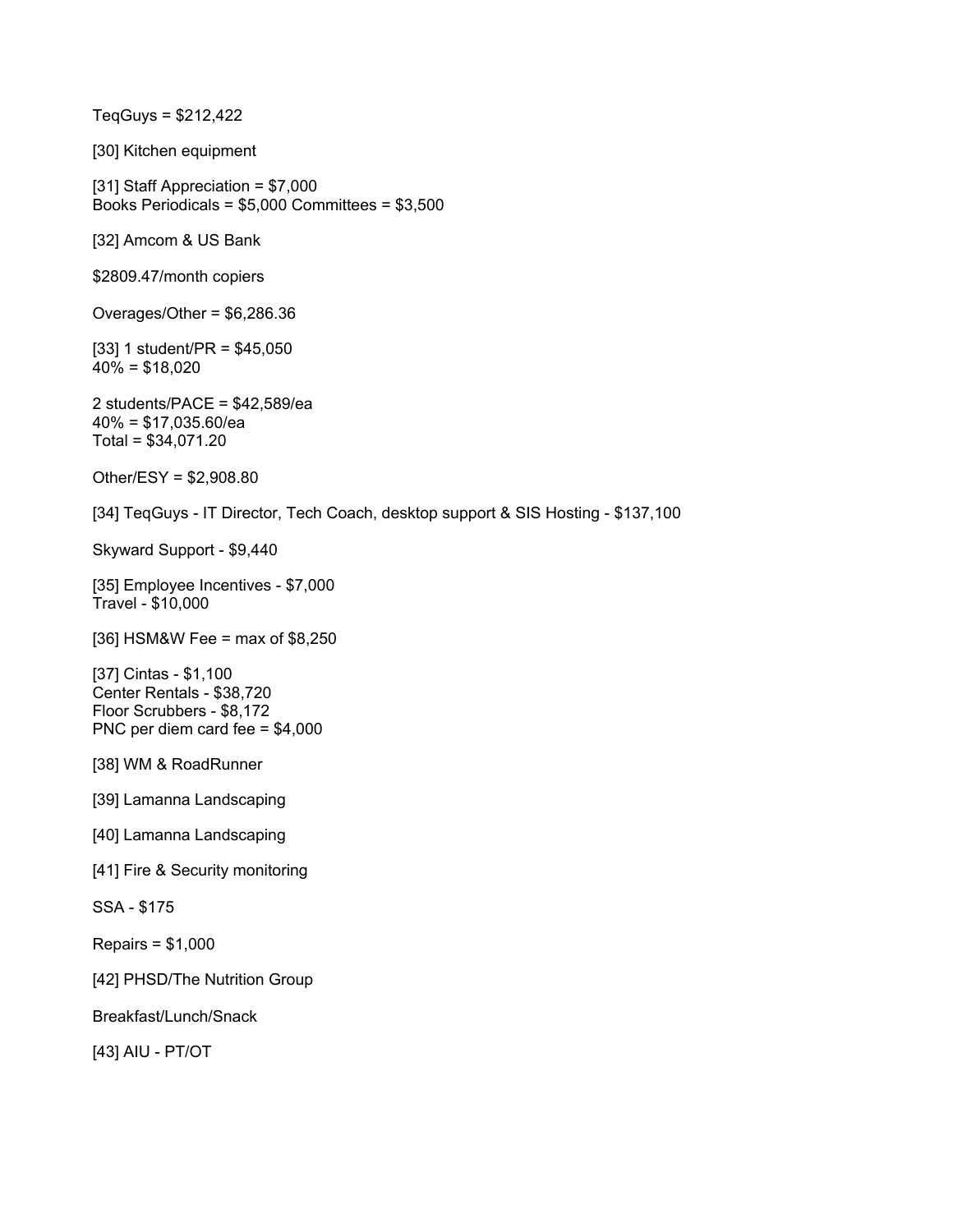TeqGuys = $212,422

[30] Kitchen equipment

[31] Staff Appreciation = $7,000
Books Periodicals = $5,000 Committees = $3,500

[32] Amcom & US Bank

$2809.47/month copiers

Overages/Other = $6,286.36

[33] 1 student/PR = $45,050
40% = $18,020

2 students/PACE = $42,589/ea
40% = $17,035.60/ea
Total = $34,071.20

Other/ESY = $2,908.80

[34] TeqGuys - IT Director, Tech Coach, desktop support & SIS Hosting - $137,100

Skyward Support - $9,440

[35] Employee Incentives - $7,000
Travel - $10,000

[36] HSM&W Fee = max of $8,250

[37] Cintas - $1,100
Center Rentals - $38,720
Floor Scrubbers - $8,172
PNC per diem card fee = $4,000

[38] WM & RoadRunner

[39] Lamanna Landscaping

[40] Lamanna Landscaping

[41] Fire & Security monitoring

SSA - $175

Repairs = $1,000

[42] PHSD/The Nutrition Group

Breakfast/Lunch/Snack

[43] AIU - PT/OT